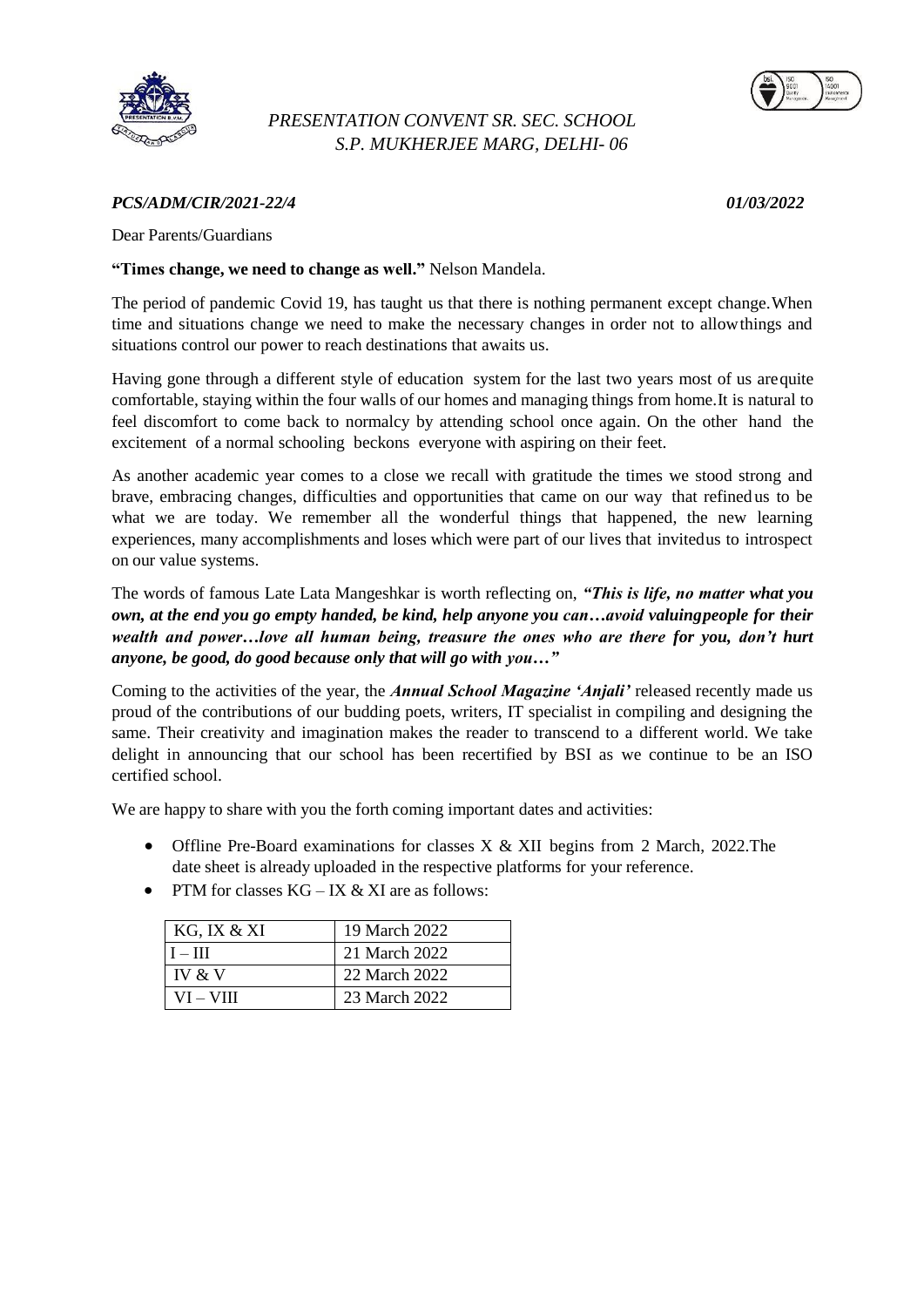*PRESENTATION CONVENT SR. SEC. SCHOOL*
*S.P. MUKHERJEE MARG, DELHI- 06*

***PCS/ADM/CIR/2021-22/4*** ***01/03/2022***

Dear Parents/Guardians

**"Times change, we need to change as well."** Nelson Mandela.

The period of pandemic Covid 19, has taught us that there is nothing permanent except change.When time and situations change we need to make the necessary changes in order not to allowthings and situations control our power to reach destinations that awaits us.

Having gone through a different style of education system for the last two years most of us arequite comfortable, staying within the four walls of our homes and managing things from home.It is natural to feel discomfort to come back to normalcy by attending school once again. On the other hand the excitement of a normal schooling beckons everyone with aspiring on their feet.

As another academic year comes to a close we recall with gratitude the times we stood strong and brave, embracing changes, difficulties and opportunities that came on our way that refinedus to be what we are today. We remember all the wonderful things that happened, the new learning experiences, many accomplishments and loses which were part of our lives that invitedus to introspect on our value systems.

The words of famous Late Lata Mangeshkar is worth reflecting on, ***"This is life, no matter what you own, at the end you go empty handed, be kind, help anyone you can…avoid valuingpeople for their wealth and power…love all human being, treasure the ones who are there for you, don't hurt anyone, be good, do good because only that will go with you…"***

Coming to the activities of the year, the ***Annual School Magazine 'Anjali'*** released recently made us proud of the contributions of our budding poets, writers, IT specialist in compiling and designing the same. Their creativity and imagination makes the reader to transcend to a different world. We take delight in announcing that our school has been recertified by BSI as we continue to be an ISO certified school.

We are happy to share with you the forth coming important dates and activities:

- Offline Pre-Board examinations for classes X & XII begins from 2 March, 2022.The date sheet is already uploaded in the respective platforms for your reference.
- PTM for classes KG – IX & XI are as follows:

| KG, IX & XI | 19 March 2022 |
|---|---|
| I – III | 21 March 2022 |
| IV & V | 22 March 2022 |
| VI – VIII | 23 March 2022 |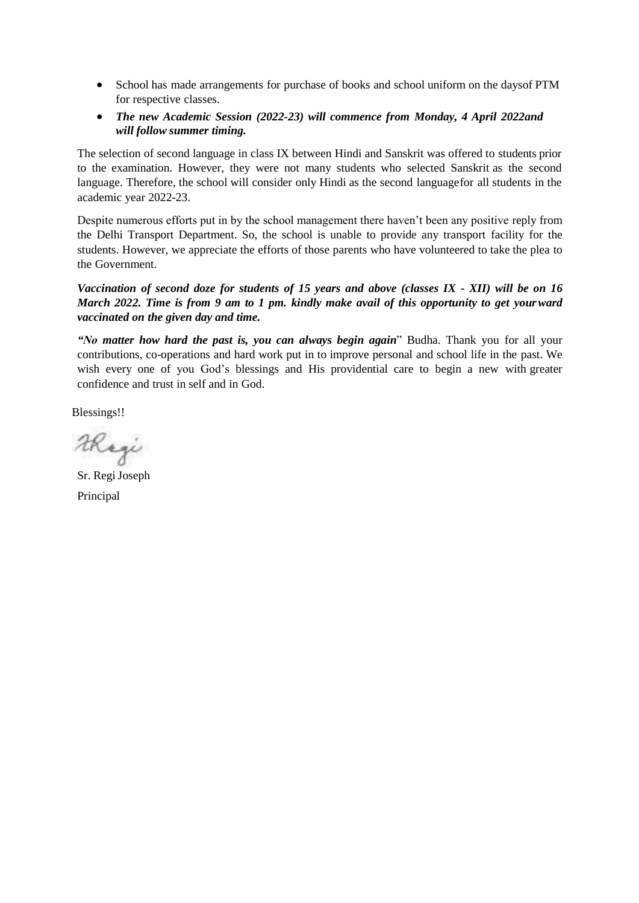- School has made arrangements for purchase of books and school uniform on the daysof PTM for respective classes.
- ***The new Academic Session (2022-23) will commence from Monday, 4 April 2022and will follow summer timing.***

The selection of second language in class IX between Hindi and Sanskrit was offered to students prior to the examination. However, they were not many students who selected Sanskrit as the second language. Therefore, the school will consider only Hindi as the second languagefor all students in the academic year 2022-23.

Despite numerous efforts put in by the school management there haven't been any positive reply from the Delhi Transport Department. So, the school is unable to provide any transport facility for the students. However, we appreciate the efforts of those parents who have volunteered to take the plea to the Government.

***Vaccination of second doze for students of 15 years and above (classes IX - XII) will be on 16 March 2022. Time is from 9 am to 1 pm. kindly make avail of this opportunity to get yourward vaccinated on the given day and time.***

***"No matter how hard the past is, you can always begin again***" Budha. Thank you for all your contributions, co-operations and hard work put in to improve personal and school life in the past. We wish every one of you God's blessings and His providential care to begin a new with greater confidence and trust in self and in God.

Blessings!!

Sr. Regi Joseph

Principal